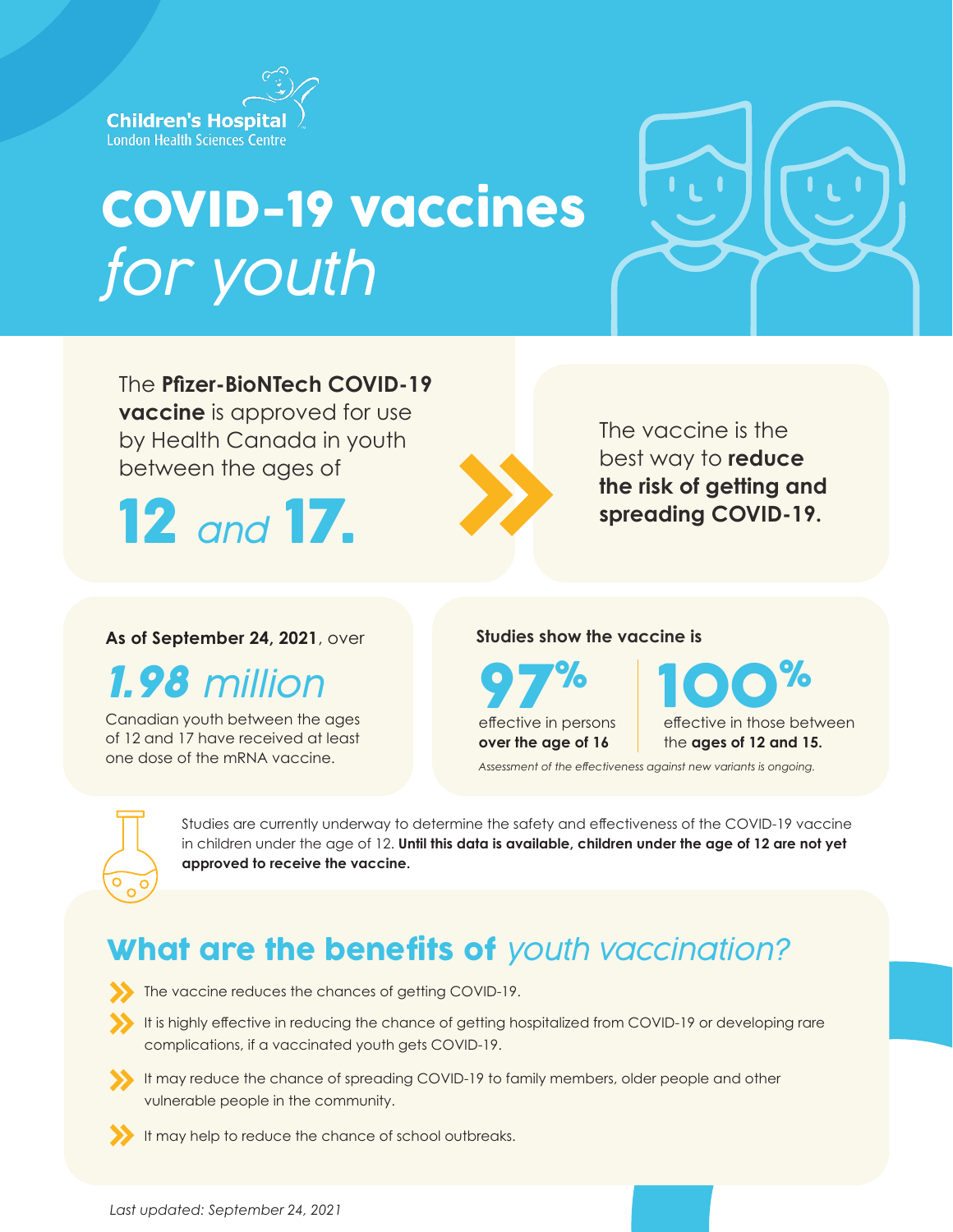Children's Hospital
London Health Sciences Centre

# COVID-19 vaccines *for youth*

The **Pfizer-BioNTech COVID-19 vaccine** is approved for use by Health Canada in youth between the ages of

**12** *and* **17.**

The vaccine is the best way to **reduce the risk of getting and spreading COVID-19.**

**As of September 24, 2021**, over

***1.98*** *million*

Canadian youth between the ages of 12 and 17 have received at least one dose of the mRNA vaccine.

**Studies show the vaccine is**

**97%** effective in persons **over the age of 16**

**100%** effective in those between the **ages of 12 and 15.**

*Assessment of the effectiveness against new variants is ongoing.*

Studies are currently underway to determine the safety and effectiveness of the COVID-19 vaccine in children under the age of 12. **Until this data is available, children under the age of 12 are not yet approved to receive the vaccine.**

## What are the benefits of *youth vaccination?*

- The vaccine reduces the chances of getting COVID-19.
- It is highly effective in reducing the chance of getting hospitalized from COVID-19 or developing rare complications, if a vaccinated youth gets COVID-19.
- It may reduce the chance of spreading COVID-19 to family members, older people and other vulnerable people in the community.
- It may help to reduce the chance of school outbreaks.

*Last updated: September 24, 2021*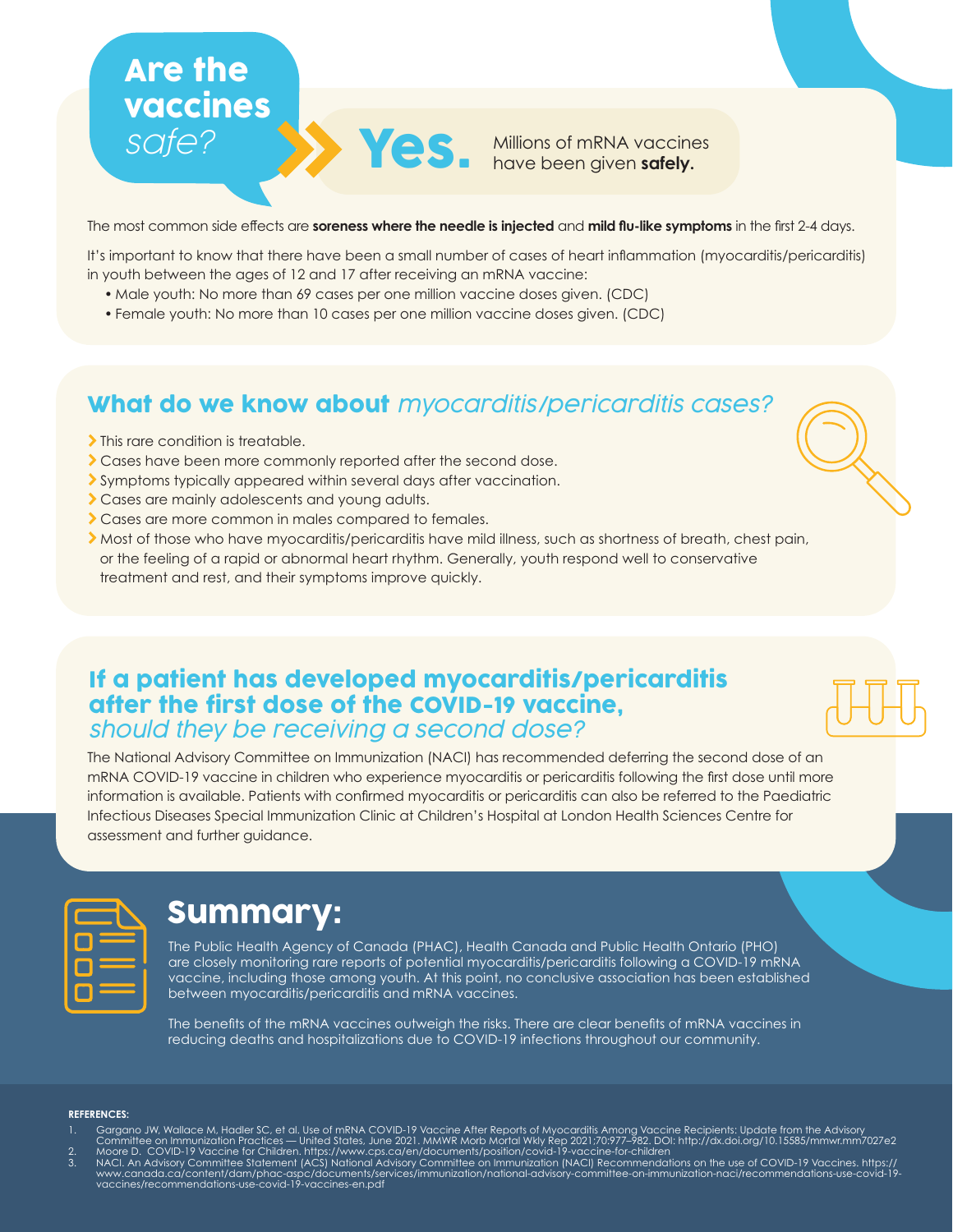## Are the vaccines *safe?*

**Yes.** Millions of mRNA vaccines have been given **safely.**

The most common side effects are **soreness where the needle is injected** and **mild flu-like symptoms** in the first 2-4 days.

It's important to know that there have been a small number of cases of heart inflammation (myocarditis/pericarditis) in youth between the ages of 12 and 17 after receiving an mRNA vaccine:

- Male youth: No more than 69 cases per one million vaccine doses given. (CDC)
- Female youth: No more than 10 cases per one million vaccine doses given. (CDC)

## What do we know about *myocarditis/pericarditis cases?*

- This rare condition is treatable.
- Cases have been more commonly reported after the second dose.
- Symptoms typically appeared within several days after vaccination.
- Cases are mainly adolescents and young adults.
- Cases are more common in males compared to females.
- Most of those who have myocarditis/pericarditis have mild illness, such as shortness of breath, chest pain, or the feeling of a rapid or abnormal heart rhythm. Generally, youth respond well to conservative treatment and rest, and their symptoms improve quickly.

## If a patient has developed myocarditis/pericarditis after the first dose of the COVID-19 vaccine, *should they be receiving a second dose?*

The National Advisory Committee on Immunization (NACI) has recommended deferring the second dose of an mRNA COVID-19 vaccine in children who experience myocarditis or pericarditis following the first dose until more information is available. Patients with confirmed myocarditis or pericarditis can also be referred to the Paediatric Infectious Diseases Special Immunization Clinic at Children's Hospital at London Health Sciences Centre for assessment and further guidance.

## Summary:

The Public Health Agency of Canada (PHAC), Health Canada and Public Health Ontario (PHO) are closely monitoring rare reports of potential myocarditis/pericarditis following a COVID-19 mRNA vaccine, including those among youth. At this point, no conclusive association has been established between myocarditis/pericarditis and mRNA vaccines.

The benefits of the mRNA vaccines outweigh the risks. There are clear benefits of mRNA vaccines in reducing deaths and hospitalizations due to COVID-19 infections throughout our community.

**REFERENCES:**

1. Gargano JW, Wallace M, Hadler SC, et al. Use of mRNA COVID-19 Vaccine After Reports of Myocarditis Among Vaccine Recipients: Update from the Advisory Committee on Immunization Practices — United States, June 2021. MMWR Morb Mortal Wkly Rep 2021;70:977–982. DOI: http://dx.doi.org/10.15585/mmwr.mm7027e2
2. Moore D. COVID-19 Vaccine for Children. https://www.cps.ca/en/documents/position/covid-19-vaccine-for-children
3. NACI. An Advisory Committee Statement (ACS) National Advisory Committee on Immunization (NACI) Recommendations on the use of COVID-19 Vaccines. https://www.canada.ca/content/dam/phac-aspc/documents/services/immunization/national-advisory-committee-on-immunization-naci/recommendations-use-covid-19-vaccines/recommendations-use-covid-19-vaccines-en.pdf